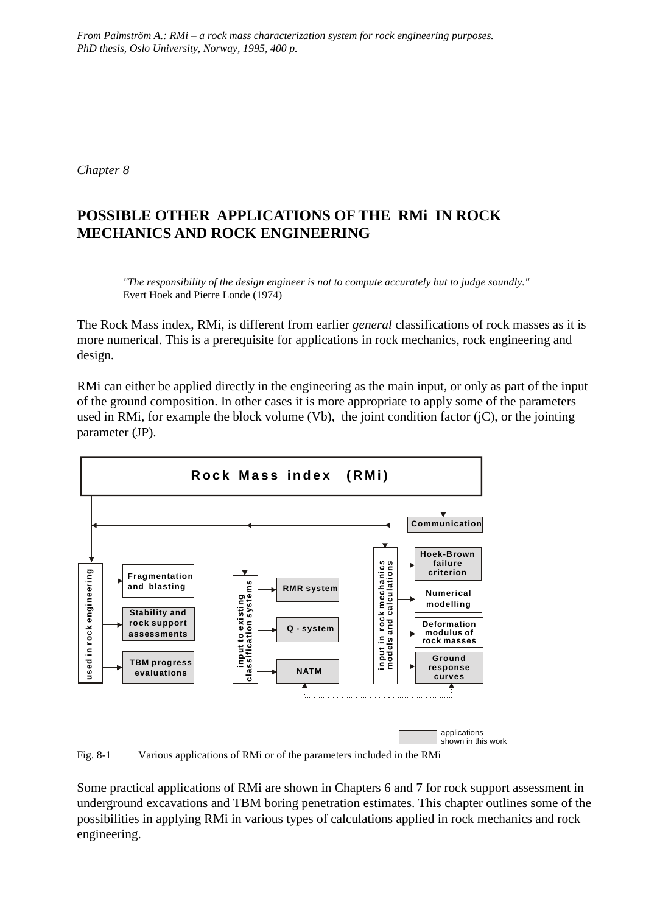*From Palmström A.: RMi – a rock mass characterization system for rock engineering purposes. PhD thesis, Oslo University, Norway, 1995, 400 p.*

*Chapter 8*

# POSSIBLE OTHER APPLICATIONS OF THE RMi IN ROCK MECHANICS AND ROCK ENGINEERING

> *"The responsibility of the design engineer is not to compute accurately but to judge soundly."*
> Evert Hoek and Pierre Londe (1974)

The Rock Mass index, RMi, is different from earlier *general* classifications of rock masses as it is more numerical. This is a prerequisite for applications in rock mechanics, rock engineering and design.

RMi can either be applied directly in the engineering as the main input, or only as part of the input of the ground composition. In other cases it is more appropriate to apply some of the parameters used in RMi, for example the block volume (Vb), the joint condition factor (jC), or the jointing parameter (JP).

Rock Mass index (RMi)

Communication

used in rock engineering: Fragmentation and blasting; Stability and rock support assessments; TBM progress evaluations

input to existing classification systems: RMR system; Q - system; NATM

input in rock mechanics models and calculations: Hoek-Brown failure criterion; Numerical modelling; Deformation modulus of rock masses; Ground response curves

applications shown in this work

Fig. 8-1 Various applications of RMi or of the parameters included in the RMi

Some practical applications of RMi are shown in Chapters 6 and 7 for rock support assessment in underground excavations and TBM boring penetration estimates. This chapter outlines some of the possibilities in applying RMi in various types of calculations applied in rock mechanics and rock engineering.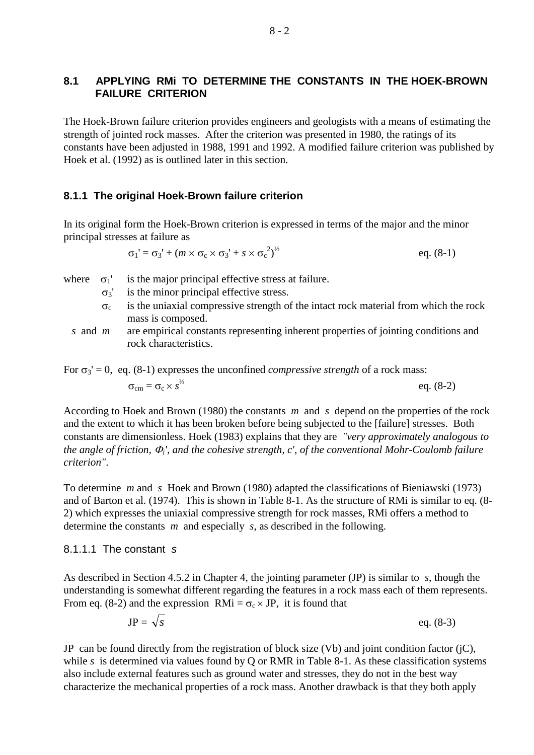## 8.1 APPLYING RMi TO DETERMINE THE CONSTANTS IN THE HOEK-BROWN FAILURE CRITERION

The Hoek-Brown failure criterion provides engineers and geologists with a means of estimating the strength of jointed rock masses. After the criterion was presented in 1980, the ratings of its constants have been adjusted in 1988, 1991 and 1992. A modified failure criterion was published by Hoek et al. (1992) as is outlined later in this section.

### 8.1.1 The original Hoek-Brown failure criterion

In its original form the Hoek-Brown criterion is expressed in terms of the major and the minor principal stresses at failure as

$$\sigma_1' = \sigma_3' + (m \times \sigma_c \times \sigma_3' + s \times \sigma_c^2)^{½} \qquad \text{eq. (8-1)}$$

where
- $\sigma_1'$ is the major principal effective stress at failure.
- $\sigma_3'$ is the minor principal effective stress.
- $\sigma_c$ is the uniaxial compressive strength of the intact rock material from which the rock mass is composed.
- $s$ and $m$ are empirical constants representing inherent properties of jointing conditions and rock characteristics.

For $\sigma_3' = 0$, eq. (8-1) expresses the unconfined *compressive strength* of a rock mass:

$$\sigma_{cm} = \sigma_c \times s^{½} \qquad \text{eq. (8-2)}$$

According to Hoek and Brown (1980) the constants $m$ and $s$ depend on the properties of the rock and the extent to which it has been broken before being subjected to the [failure] stresses. Both constants are dimensionless. Hoek (1983) explains that they are *"very approximately analogous to the angle of friction, $\Phi_i'$, and the cohesive strength, c', of the conventional Mohr-Coulomb failure criterion"*.

To determine $m$ and $s$ Hoek and Brown (1980) adapted the classifications of Bieniawski (1973) and of Barton et al. (1974). This is shown in Table 8-1. As the structure of RMi is similar to eq. (8-2) which expresses the uniaxial compressive strength for rock masses, RMi offers a method to determine the constants $m$ and especially $s$, as described in the following.

#### 8.1.1.1 The constant *s*

As described in Section 4.5.2 in Chapter 4, the jointing parameter (JP) is similar to $s$, though the understanding is somewhat different regarding the features in a rock mass each of them represents. From eq. (8-2) and the expression RMi = $\sigma_c \times$ JP, it is found that

$$\text{JP} = \sqrt{s} \qquad \text{eq. (8-3)}$$

JP can be found directly from the registration of block size (Vb) and joint condition factor (jC), while $s$ is determined via values found by Q or RMR in Table 8-1. As these classification systems also include external features such as ground water and stresses, they do not in the best way characterize the mechanical properties of a rock mass. Another drawback is that they both apply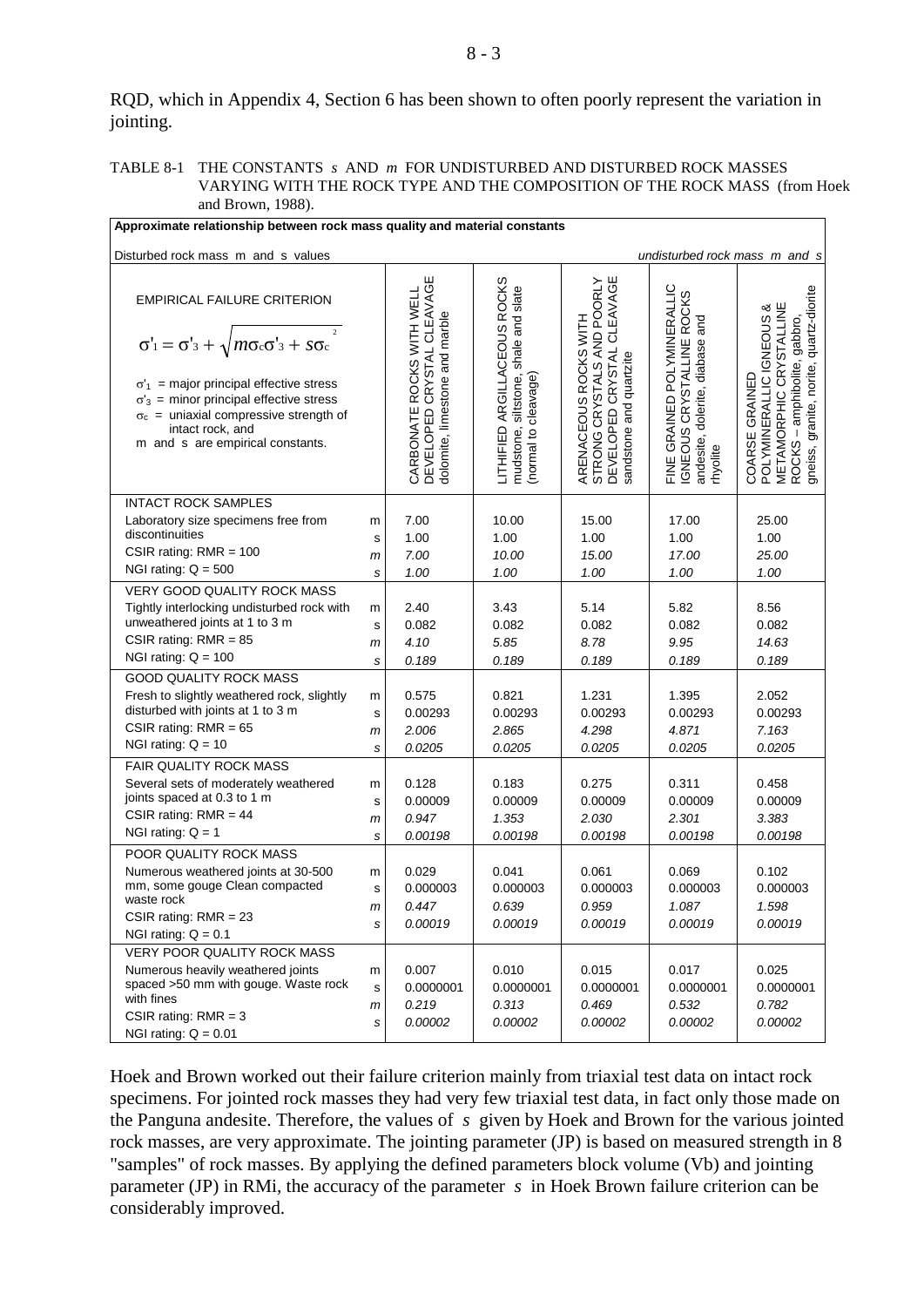RQD, which in Appendix 4, Section 6 has been shown to often poorly represent the variation in jointing.

TABLE 8-1 THE CONSTANTS *s* AND *m* FOR UNDISTURBED AND DISTURBED ROCK MASSES VARYING WITH THE ROCK TYPE AND THE COMPOSITION OF THE ROCK MASS (from Hoek and Brown, 1988).

| **Approximate relationship between rock mass quality and material constants** | | | | | | |
|---|---|---|---|---|---|---|
| Disturbed rock mass m and s values | | | | | | *undisturbed rock mass m and s* |
| EMPIRICAL FAILURE CRITERION $$\sigma'_1 = \sigma'_3 + \sqrt{m\sigma_c\sigma'_3 + s\sigma_c^2}$$ $\sigma'_1$ = major principal effective stress; $\sigma'_3$ = minor principal effective stress; $\sigma_c$ = uniaxial compressive strength of intact rock, and m and s are empirical constants. | | CARBONATE ROCKS WITH WELL DEVELOPED CRYSTAL CLEAVAGE dolomite, limestone and marble | LITHIFIED ARGILLACEOUS ROCKS mudstone, siltstone, shale and slate (normal to cleavage) | ARENACEOUS ROCKS WITH STRONG CRYSTALS AND POORLY DEVELOPED CRYSTAL CLEAVAGE sandstone and quartzite | FINE GRAINED POLYMINERALLIC IGNEOUS CRYSTALLINE ROCKS andesite, dolerite, diabase and rhyolite | COARSE GRAINED POLYMINERALLIC IGNEOUS & METAMORPHIC CRYSTALLINE ROCKS – amphibolite, gabbro, gneiss, granite, norite, quartz-diorite |
| INTACT ROCK SAMPLES<br>Laboratory size specimens free from discontinuities<br>CSIR rating: RMR = 100<br>NGI rating: Q = 500 | m<br>s<br>*m*<br>*s* | 7.00<br>1.00<br>*7.00*<br>*1.00* | 10.00<br>1.00<br>*10.00*<br>*1.00* | 15.00<br>1.00<br>*15.00*<br>*1.00* | 17.00<br>1.00<br>*17.00*<br>*1.00* | 25.00<br>1.00<br>*25.00*<br>*1.00* |
| VERY GOOD QUALITY ROCK MASS<br>Tightly interlocking undisturbed rock with unweathered joints at 1 to 3 m<br>CSIR rating: RMR = 85<br>NGI rating: Q = 100 | m<br>s<br>*m*<br>*s* | 2.40<br>0.082<br>*4.10*<br>*0.189* | 3.43<br>0.082<br>*5.85*<br>*0.189* | 5.14<br>0.082<br>*8.78*<br>*0.189* | 5.82<br>0.082<br>*9.95*<br>*0.189* | 8.56<br>0.082<br>*14.63*<br>*0.189* |
| GOOD QUALITY ROCK MASS<br>Fresh to slightly weathered rock, slightly disturbed with joints at 1 to 3 m<br>CSIR rating: RMR = 65<br>NGI rating: Q = 10 | m<br>s<br>*m*<br>*s* | 0.575<br>0.00293<br>*2.006*<br>*0.0205* | 0.821<br>0.00293<br>*2.865*<br>*0.0205* | 1.231<br>0.00293<br>*4.298*<br>*0.0205* | 1.395<br>0.00293<br>*4.871*<br>*0.0205* | 2.052<br>0.00293<br>*7.163*<br>*0.0205* |
| FAIR QUALITY ROCK MASS<br>Several sets of moderately weathered joints spaced at 0.3 to 1 m<br>CSIR rating: RMR = 44<br>NGI rating: Q = 1 | m<br>s<br>*m*<br>*s* | 0.128<br>0.00009<br>*0.947*<br>*0.00198* | 0.183<br>0.00009<br>*1.353*<br>*0.00198* | 0.275<br>0.00009<br>*2.030*<br>*0.00198* | 0.311<br>0.00009<br>*2.301*<br>*0.00198* | 0.458<br>0.00009<br>*3.383*<br>*0.00198* |
| POOR QUALITY ROCK MASS<br>Numerous weathered joints at 30-500 mm, some gouge Clean compacted waste rock<br>CSIR rating: RMR = 23<br>NGI rating: Q = 0.1 | m<br>s<br>*m*<br>*s* | 0.029<br>0.000003<br>*0.447*<br>*0.00019* | 0.041<br>0.000003<br>*0.639*<br>*0.00019* | 0.061<br>0.000003<br>*0.959*<br>*0.00019* | 0.069<br>0.000003<br>*1.087*<br>*0.00019* | 0.102<br>0.000003<br>*1.598*<br>*0.00019* |
| VERY POOR QUALITY ROCK MASS<br>Numerous heavily weathered joints spaced >50 mm with gouge. Waste rock with fines<br>CSIR rating: RMR = 3<br>NGI rating: Q = 0.01 | m<br>s<br>*m*<br>*s* | 0.007<br>0.0000001<br>*0.219*<br>*0.00002* | 0.010<br>0.0000001<br>*0.313*<br>*0.00002* | 0.015<br>0.0000001<br>*0.469*<br>*0.00002* | 0.017<br>0.0000001<br>*0.532*<br>*0.00002* | 0.025<br>0.0000001<br>*0.782*<br>*0.00002* |

Hoek and Brown worked out their failure criterion mainly from triaxial test data on intact rock specimens. For jointed rock masses they had very few triaxial test data, in fact only those made on the Panguna andesite. Therefore, the values of *s* given by Hoek and Brown for the various jointed rock masses, are very approximate. The jointing parameter (JP) is based on measured strength in 8 "samples" of rock masses. By applying the defined parameters block volume (Vb) and jointing parameter (JP) in RMi, the accuracy of the parameter *s* in Hoek Brown failure criterion can be considerably improved.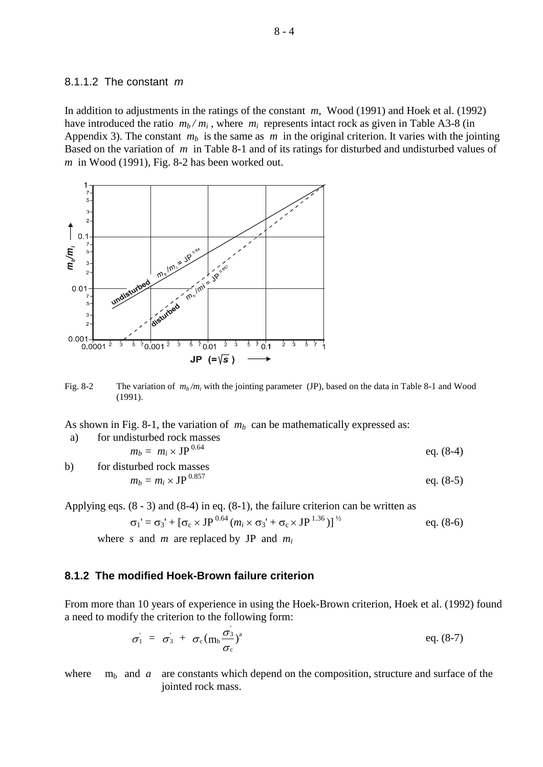### 8.1.1.2 The constant *m*

In addition to adjustments in the ratings of the constant $m$, Wood (1991) and Hoek et al. (1992) have introduced the ratio $m_b / m_i$, where $m_i$ represents intact rock as given in Table A3-8 (in Appendix 3). The constant $m_b$ is the same as $m$ in the original criterion. It varies with the jointing Based on the variation of $m$ in Table 8-1 and of its ratings for disturbed and undisturbed values of $m$ in Wood (1991), Fig. 8-2 has been worked out.

Fig. 8-2 The variation of $m_b/m_i$ with the jointing parameter (JP), based on the data in Table 8-1 and Wood (1991).

As shown in Fig. 8-1, the variation of $m_b$ can be mathematically expressed as:

a) for undisturbed rock masses

$$m_b = m_i \times \mathrm{JP}^{0.64} \qquad \text{eq. (8-4)}$$

b) for disturbed rock masses

$$m_b = m_i \times \mathrm{JP}^{0.857} \qquad \text{eq. (8-5)}$$

Applying eqs. (8 - 3) and (8-4) in eq. (8-1), the failure criterion can be written as

$$\sigma_1' = \sigma_3' + [\sigma_c \times \mathrm{JP}^{0.64} (m_i \times \sigma_3' + \sigma_c \times \mathrm{JP}^{1.36})]^{½} \qquad \text{eq. (8-6)}$$

where $s$ and $m$ are replaced by JP and $m_i$

## 8.1.2 The modified Hoek-Brown failure criterion

From more than 10 years of experience in using the Hoek-Brown criterion, Hoek et al. (1992) found a need to modify the criterion to the following form:

$$\sigma_1' = \sigma_3' + \sigma_c \left(m_b \frac{\sigma_3'}{\sigma_c}\right)^a \qquad \text{eq. (8-7)}$$

where $m_b$ and $a$ are constants which depend on the composition, structure and surface of the jointed rock mass.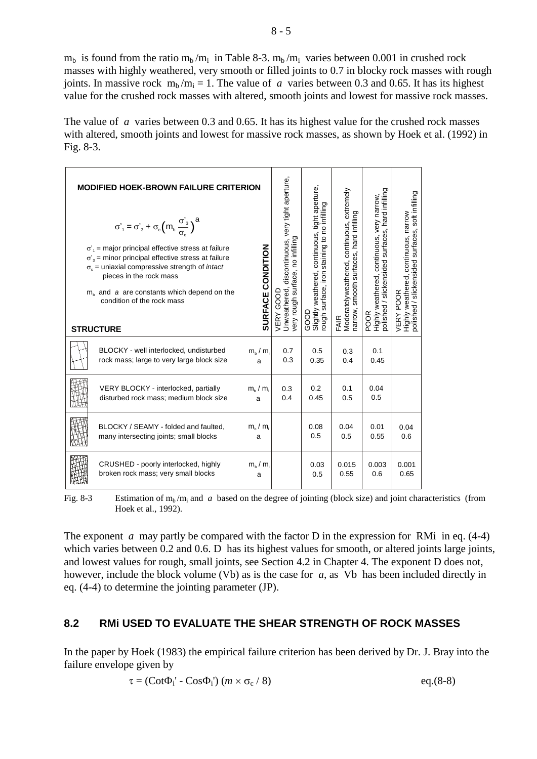$m_b$ is found from the ratio $m_b/m_i$ in Table 8-3. $m_b/m_i$ varies between 0.001 in crushed rock masses with highly weathered, very smooth or filled joints to 0.7 in blocky rock masses with rough joints. In massive rock $m_b/m_i = 1$. The value of $a$ varies between 0.3 and 0.65. It has its highest value for the crushed rock masses with altered, smooth joints and lowest for massive rock masses.

The value of $a$ varies between 0.3 and 0.65. It has its highest value for the crushed rock masses with altered, smooth joints and lowest for massive rock masses, as shown by Hoek et al. (1992) in Fig. 8-3.

**MODIFIED HOEK-BROWN FAILURE CRITERION**

$$\sigma'_1 = \sigma'_3 + \sigma_c \left( m_b \frac{\sigma'_3}{\sigma_c} \right)^a$$

$\sigma'_1$ = major principal effective stress at failure
$\sigma'_3$ = minor principal effective stress at failure
$\sigma_c$ = uniaxial compressive strength of *intact* pieces in the rock mass
$m_b$ and $a$ are constants which depend on the condition of the rock mass

| STRUCTURE | SURFACE CONDITION | VERY GOOD Unweathered, discontinuous, very tight aperture, very rough surface, no infilling | GOOD Slightly weathered, continuous, tight aperture, rough surface, iron staining to no infilling | FAIR Moderatelyweathered, continuous, extremely narrow, smooth surfaces, hard infilling | POOR Highly weathered, continuous, very narrow, polished / slickensided surfaces, hard infilling | VERY POOR Highly weathered, continuous, narrow polished / slickensided surfaces, soft infilling |
|---|---|---|---|---|---|---|
| BLOCKY - well interlocked, undisturbed rock mass; large to very large block size | $m_b/m_i$ | 0.7 | 0.5 | 0.3 | 0.1 | |
| | $a$ | 0.3 | 0.35 | 0.4 | 0.45 | |
| VERY BLOCKY - interlocked, partially disturbed rock mass; medium block size | $m_b/m_i$ | 0.3 | 0.2 | 0.1 | 0.04 | |
| | $a$ | 0.4 | 0.45 | 0.5 | 0.5 | |
| BLOCKY / SEAMY - folded and faulted, many intersecting joints; small blocks | $m_b/m_i$ | | 0.08 | 0.04 | 0.01 | 0.04 |
| | $a$ | | 0.5 | 0.5 | 0.55 | 0.6 |
| CRUSHED - poorly interlocked, highly broken rock mass; very small blocks | $m_b/m_i$ | | 0.03 | 0.015 | 0.003 | 0.001 |
| | $a$ | | 0.5 | 0.55 | 0.6 | 0.65 |

Fig. 8-3 Estimation of $m_b/m_i$ and $a$ based on the degree of jointing (block size) and joint characteristics (from Hoek et al., 1992).

The exponent $a$ may partly be compared with the factor D in the expression for RMi in eq. (4-4) which varies between 0.2 and 0.6. D has its highest values for smooth, or altered joints large joints, and lowest values for rough, small joints, see Section 4.2 in Chapter 4. The exponent D does not, however, include the block volume (Vb) as is the case for $a$, as Vb has been included directly in eq. (4-4) to determine the jointing parameter (JP).

## 8.2 RMi USED TO EVALUATE THE SHEAR STRENGTH OF ROCK MASSES

In the paper by Hoek (1983) the empirical failure criterion has been derived by Dr. J. Bray into the failure envelope given by

$$\tau = (\text{Cot}\Phi_i' - \text{Cos}\Phi_i')\,(m \times \sigma_c / 8) \qquad \text{eq.(8-8)}$$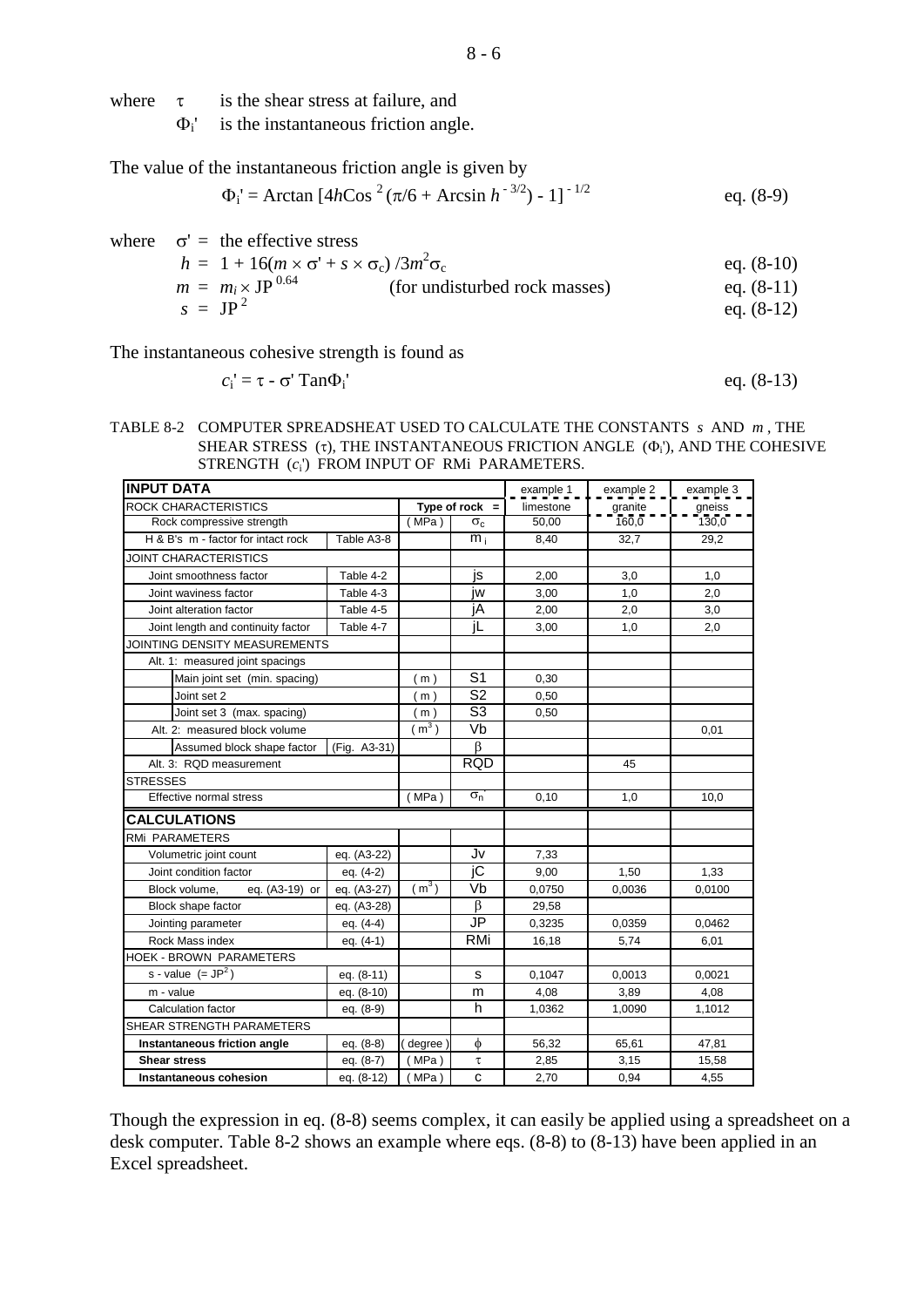where $\tau$ is the shear stress at failure, and
$\Phi_i'$ is the instantaneous friction angle.

The value of the instantaneous friction angle is given by

$$\Phi_i' = \text{Arctan}\,[4h\text{Cos}^2(\pi/6 + \text{Arcsin}\,h^{-3/2}) - 1]^{-1/2} \qquad \text{eq. (8-9)}$$

where $\sigma'$ = the effective stress

$$h = 1 + 16(m \times \sigma' + s \times \sigma_c)\,/3m^2\sigma_c \qquad \text{eq. (8-10)}$$

$$m = m_i \times \text{JP}^{0.64} \quad \text{(for undisturbed rock masses)} \qquad \text{eq. (8-11)}$$

$$s = \text{JP}^2 \qquad \text{eq. (8-12)}$$

The instantaneous cohesive strength is found as

$$c_i' = \tau - \sigma'\,\text{Tan}\Phi_i' \qquad \text{eq. (8-13)}$$

TABLE 8-2 COMPUTER SPREADSHEAT USED TO CALCULATE THE CONSTANTS $s$ AND $m$, THE SHEAR STRESS ($\tau$), THE INSTANTANEOUS FRICTION ANGLE ($\Phi_i'$), AND THE COHESIVE STRENGTH ($c_i'$) FROM INPUT OF RMi PARAMETERS.

| INPUT DATA | | | | example 1 | example 2 | example 3 |
|---|---|---|---|---|---|---|
| ROCK CHARACTERISTICS | | Type of rock = | | limestone | granite | gneiss |
| Rock compressive strength | | (MPa) | $\sigma_c$ | 50,00 | 160,0 | 130,0 |
| H & B's m - factor for intact rock | Table A3-8 | | $m_i$ | 8,40 | 32,7 | 29,2 |
| JOINT CHARACTERISTICS | | | | | | |
| Joint smoothness factor | Table 4-2 | | js | 2,00 | 3,0 | 1,0 |
| Joint waviness factor | Table 4-3 | | jw | 3,00 | 1,0 | 2,0 |
| Joint alteration factor | Table 4-5 | | jA | 2,00 | 2,0 | 3,0 |
| Joint length and continuity factor | Table 4-7 | | jL | 3,00 | 1,0 | 2,0 |
| JOINTING DENSITY MEASUREMENTS | | | | | | |
| Alt. 1: measured joint spacings | | | | | | |
| Main joint set (min. spacing) | | (m) | S1 | 0,30 | | |
| Joint set 2 | | (m) | S2 | 0,50 | | |
| Joint set 3 (max. spacing) | | (m) | S3 | 0,50 | | |
| Alt. 2: measured block volume | | ($m^3$) | Vb | | | 0,01 |
| Assumed block shape factor | (Fig. A3-31) | | $\beta$ | | | |
| Alt. 3: RQD measurement | | | RQD | | 45 | |
| STRESSES | | | | | | |
| Effective normal stress | | (MPa) | $\sigma_n'$ | 0,10 | 1,0 | 10,0 |
| **CALCULATIONS** | | | | | | |
| RMi PARAMETERS | | | | | | |
| Volumetric joint count | eq. (A3-22) | | Jv | 7,33 | | |
| Joint condition factor | eq. (4-2) | | jC | 9,00 | 1,50 | 1,33 |
| Block volume, eq. (A3-19) or | eq. (A3-27) | ($m^3$) | Vb | 0,0750 | 0,0036 | 0,0100 |
| Block shape factor | eq. (A3-28) | | $\beta$ | 29,58 | | |
| Jointing parameter | eq. (4-4) | | JP | 0,3235 | 0,0359 | 0,0462 |
| Rock Mass index | eq. (4-1) | | RMi | 16,18 | 5,74 | 6,01 |
| HOEK - BROWN PARAMETERS | | | | | | |
| s - value (= $JP^2$) | eq. (8-11) | | s | 0,1047 | 0,0013 | 0,0021 |
| m - value | eq. (8-10) | | m | 4,08 | 3,89 | 4,08 |
| Calculation factor | eq. (8-9) | | h | 1,0362 | 1,0090 | 1,1012 |
| SHEAR STRENGTH PARAMETERS | | | | | | |
| **Instantaneous friction angle** | eq. (8-8) | (degree) | $\phi$ | 56,32 | 65,61 | 47,81 |
| **Shear stress** | eq. (8-7) | (MPa) | $\tau$ | 2,85 | 3,15 | 15,58 |
| **Instantaneous cohesion** | eq. (8-12) | (MPa) | c | 2,70 | 0,94 | 4,55 |

Though the expression in eq. (8-8) seems complex, it can easily be applied using a spreadsheet on a desk computer. Table 8-2 shows an example where eqs. (8-8) to (8-13) have been applied in an Excel spreadsheet.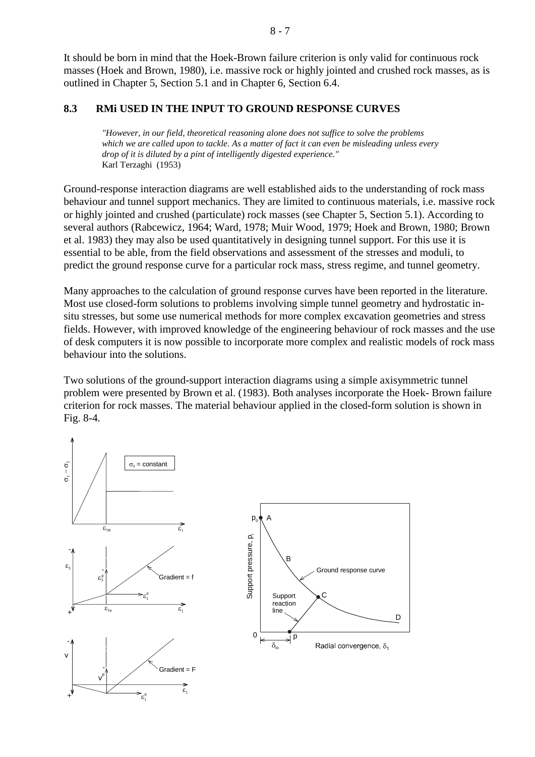It should be born in mind that the Hoek-Brown failure criterion is only valid for continuous rock masses (Hoek and Brown, 1980), i.e. massive rock or highly jointed and crushed rock masses, as is outlined in Chapter 5, Section 5.1 and in Chapter 6, Section 6.4.

## 8.3 RMi USED IN THE INPUT TO GROUND RESPONSE CURVES

> *"However, in our field, theoretical reasoning alone does not suffice to solve the problems which we are called upon to tackle. As a matter of fact it can even be misleading unless every drop of it is diluted by a pint of intelligently digested experience."*
> Karl Terzaghi (1953)

Ground-response interaction diagrams are well established aids to the understanding of rock mass behaviour and tunnel support mechanics. They are limited to continuous materials, i.e. massive rock or highly jointed and crushed (particulate) rock masses (see Chapter 5, Section 5.1). According to several authors (Rabcewicz, 1964; Ward, 1978; Muir Wood, 1979; Hoek and Brown, 1980; Brown et al. 1983) they may also be used quantitatively in designing tunnel support. For this use it is essential to be able, from the field observations and assessment of the stresses and moduli, to predict the ground response curve for a particular rock mass, stress regime, and tunnel geometry.

Many approaches to the calculation of ground response curves have been reported in the literature. Most use closed-form solutions to problems involving simple tunnel geometry and hydrostatic in-situ stresses, but some use numerical methods for more complex excavation geometries and stress fields. However, with improved knowledge of the engineering behaviour of rock masses and the use of desk computers it is now possible to incorporate more complex and realistic models of rock mass behaviour into the solutions.

Two solutions of the ground-support interaction diagrams using a simple axisymmetric tunnel problem were presented by Brown et al. (1983). Both analyses incorporate the Hoek- Brown failure criterion for rock masses. The material behaviour applied in the closed-form solution is shown in Fig. 8-4.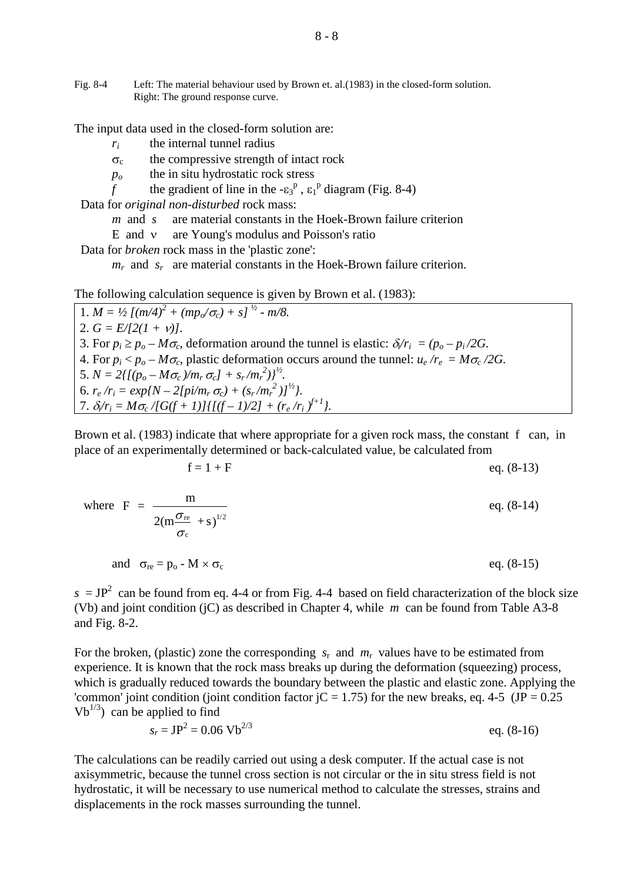Fig. 8-4 Left: The material behaviour used by Brown et. al.(1983) in the closed-form solution.
Right: The ground response curve.

The input data used in the closed-form solution are:

- $r_i$ the internal tunnel radius
- $\sigma_c$ the compressive strength of intact rock
- $p_o$ the in situ hydrostatic rock stress
- $f$ the gradient of line in the $-\varepsilon_3^p$, $\varepsilon_1^p$ diagram (Fig. 8-4)

Data for *original non-disturbed* rock mass:

- $m$ and $s$ are material constants in the Hoek-Brown failure criterion
- E and $\nu$ are Young's modulus and Poisson's ratio

Data for *broken* rock mass in the 'plastic zone':

- $m_r$ and $s_r$ are material constants in the Hoek-Brown failure criterion.

The following calculation sequence is given by Brown et al. (1983):

1. $M = ½ [(m/4)^2 + (mp_o/\sigma_c) + s]^{½} - m/8$.
2. $G = E/[2(1 + \nu)]$.
3. For $p_i \geq p_o - M\sigma_c$, deformation around the tunnel is elastic: $\delta_i/r_i = (p_o - p_i /2G$.
4. For $p_i < p_o - M\sigma_c$, plastic deformation occurs around the tunnel: $u_e /r_e = M\sigma_c /2G$.
5. $N = 2\{[(p_o - M\sigma_c)/m_r \sigma_c] + s_r /m_r^2)\}^{½}$.
6. $r_e /r_i = exp\{N - 2[pi/m_r \sigma_c) + (s_r /m_r^2 )]^{½}\}$.
7. $\delta_i/r_i = M\sigma_c /[G(f + 1)]\{[(f - 1)/2] + (r_e /r_i )^{f+1}\}$.

Brown et al. (1983) indicate that where appropriate for a given rock mass, the constant f can, in place of an experimentally determined or back-calculated value, be calculated from

$$f = 1 + F \qquad \text{eq. (8-13)}$$

$$\text{where } F = \frac{m}{2(m\frac{\sigma_{re}}{\sigma_c} + s)^{1/2}} \qquad \text{eq. (8-14)}$$

$$\text{and } \sigma_{re} = p_o - M \times \sigma_c \qquad \text{eq. (8-15)}$$

$s = JP^2$ can be found from eq. 4-4 or from Fig. 4-4 based on field characterization of the block size (Vb) and joint condition (jC) as described in Chapter 4, while $m$ can be found from Table A3-8 and Fig. 8-2.

For the broken, (plastic) zone the corresponding $s_r$ and $m_r$ values have to be estimated from experience. It is known that the rock mass breaks up during the deformation (squeezing) process, which is gradually reduced towards the boundary between the plastic and elastic zone. Applying the 'common' joint condition (joint condition factor jC = 1.75) for the new breaks, eq. 4-5 ($JP = 0.25\ Vb^{1/3}$) can be applied to find

$$s_r = JP^2 = 0.06\ Vb^{2/3} \qquad \text{eq. (8-16)}$$

The calculations can be readily carried out using a desk computer. If the actual case is not axisymmetric, because the tunnel cross section is not circular or the in situ stress field is not hydrostatic, it will be necessary to use numerical method to calculate the stresses, strains and displacements in the rock masses surrounding the tunnel.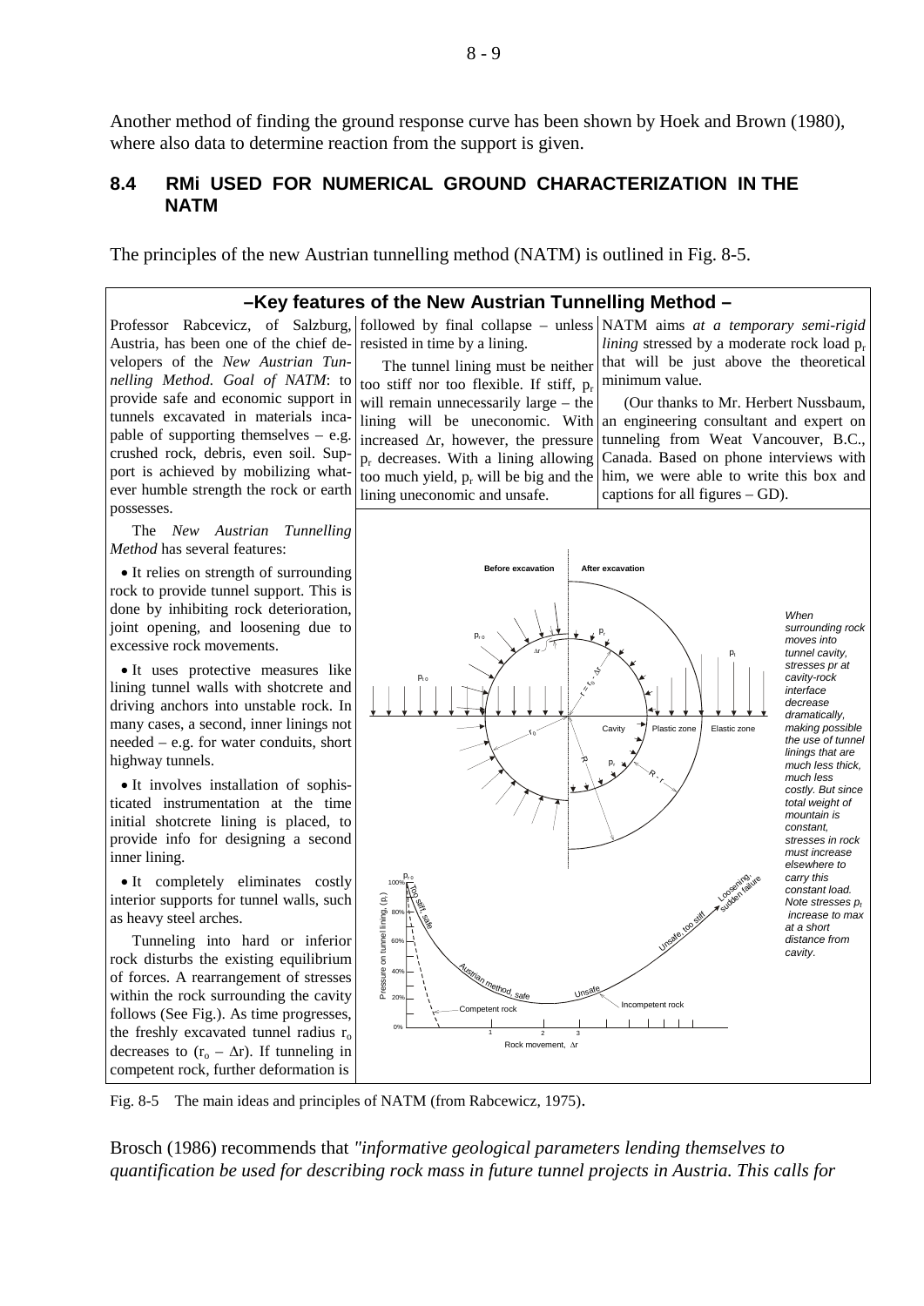Another method of finding the ground response curve has been shown by Hoek and Brown (1980), where also data to determine reaction from the support is given.

## 8.4 RMi USED FOR NUMERICAL GROUND CHARACTERIZATION IN THE NATM

The principles of the new Austrian tunnelling method (NATM) is outlined in Fig. 8-5.

### –Key features of the New Austrian Tunnelling Method –

Professor Rabcevicz, of Salzburg, Austria, has been one of the chief developers of the *New Austrian Tunnelling Method. Goal of NATM*: to provide safe and economic support in tunnels excavated in materials incapable of supporting themselves – e.g. crushed rock, debris, even soil. Support is achieved by mobilizing whatever humble strength the rock or earth possesses.

The *New Austrian Tunnelling Method* has several features:

- It relies on strength of surrounding rock to provide tunnel support. This is done by inhibiting rock deterioration, joint opening, and loosening due to excessive rock movements.
- It uses protective measures like lining tunnel walls with shotcrete and driving anchors into unstable rock. In many cases, a second, inner linings not needed – e.g. for water conduits, short highway tunnels.
- It involves installation of sophisticated instrumentation at the time initial shotcrete lining is placed, to provide info for designing a second inner lining.
- It completely eliminates costly interior supports for tunnel walls, such as heavy steel arches.

Tunneling into hard or inferior rock disturbs the existing equilibrium of forces. A rearrangement of stresses within the rock surrounding the cavity follows (See Fig.). As time progresses, the freshly excavated tunnel radius $r_o$ decreases to $(r_o - \Delta r)$. If tunneling in competent rock, further deformation is followed by final collapse – unless resisted in time by a lining.

The tunnel lining must be neither too stiff nor too flexible. If stiff, $p_r$ will remain unnecessarily large – the lining will be uneconomic. With increased $\Delta r$, however, the pressure $p_r$ decreases. With a lining allowing too much yield, $p_r$ will be big and the lining uneconomic and unsafe.

NATM aims *at a temporary semi-rigid lining* stressed by a moderate rock load $p_r$ that will be just above the theoretical minimum value.

(Our thanks to Mr. Herbert Nussbaum, an engineering consultant and expert on tunneling from Weat Vancouver, B.C., Canada. Based on phone interviews with him, we were able to write this box and captions for all figures – GD).

*When surrounding rock moves into tunnel cavity, stresses pr at cavity-rock interface decrease dramatically, making possible the use of tunnel linings that are much less thick, much less costly. But since total weight of mountain is constant, stresses in rock must increase elsewhere to carry this constant load. Note stresses $p_t$ increase to max at a short distance from cavity.*

Fig. 8-5 The main ideas and principles of NATM (from Rabcewicz, 1975).

Brosch (1986) recommends that *"informative geological parameters lending themselves to quantification be used for describing rock mass in future tunnel projects in Austria. This calls for*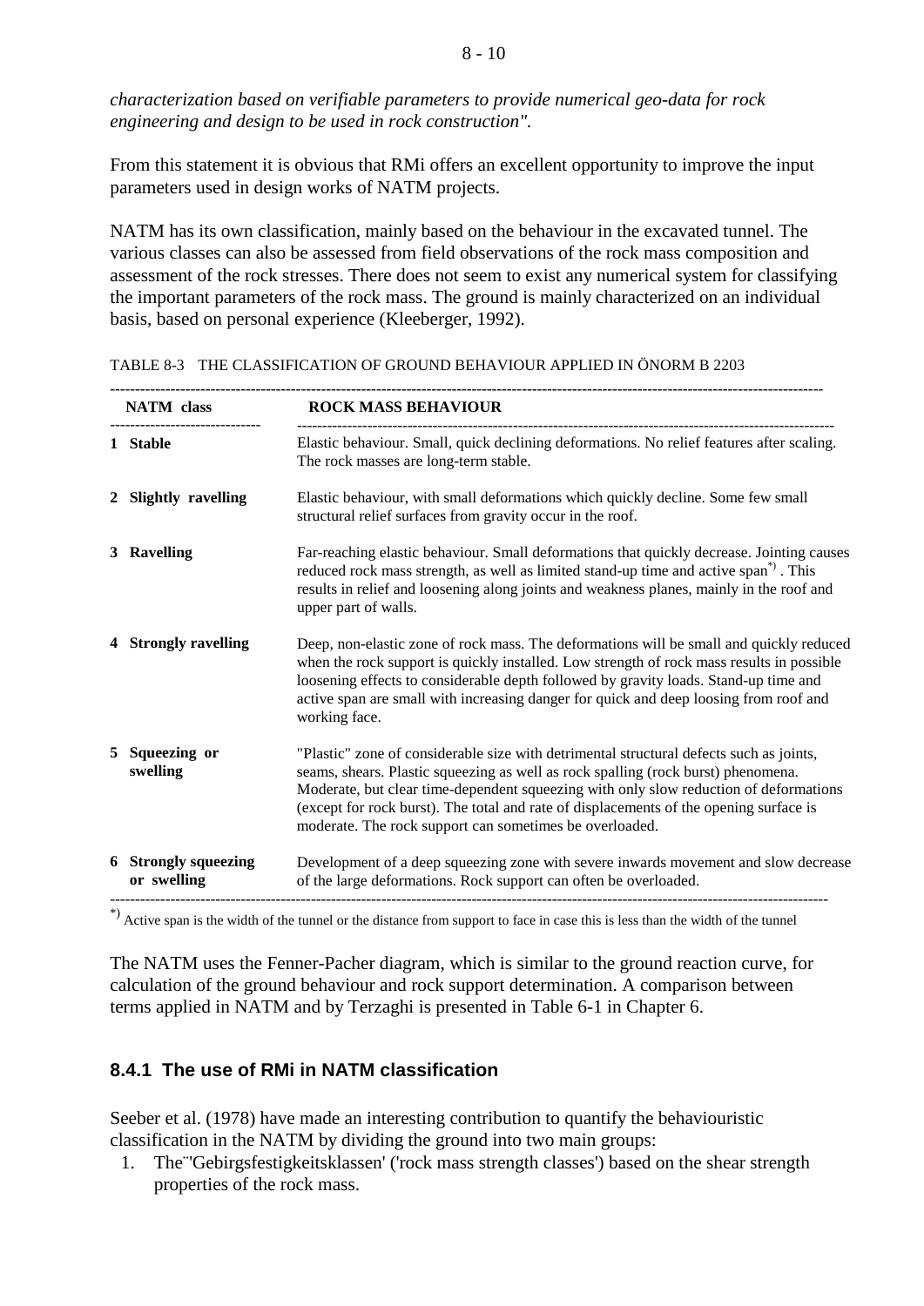*characterization based on verifiable parameters to provide numerical geo-data for rock engineering and design to be used in rock construction".*

From this statement it is obvious that RMi offers an excellent opportunity to improve the input parameters used in design works of NATM projects.

NATM has its own classification, mainly based on the behaviour in the excavated tunnel. The various classes can also be assessed from field observations of the rock mass composition and assessment of the rock stresses. There does not seem to exist any numerical system for classifying the important parameters of the rock mass. The ground is mainly characterized on an individual basis, based on personal experience (Kleeberger, 1992).

TABLE 8-3 THE CLASSIFICATION OF GROUND BEHAVIOUR APPLIED IN ÖNORM B 2203

| NATM class | ROCK MASS BEHAVIOUR |
|---|---|
| **1 Stable** | Elastic behaviour. Small, quick declining deformations. No relief features after scaling. The rock masses are long-term stable. |
| **2 Slightly ravelling** | Elastic behaviour, with small deformations which quickly decline. Some few small structural relief surfaces from gravity occur in the roof. |
| **3 Ravelling** | Far-reaching elastic behaviour. Small deformations that quickly decrease. Jointing causes reduced rock mass strength, as well as limited stand-up time and active span*) . This results in relief and loosening along joints and weakness planes, mainly in the roof and upper part of walls. |
| **4 Strongly ravelling** | Deep, non-elastic zone of rock mass. The deformations will be small and quickly reduced when the rock support is quickly installed. Low strength of rock mass results in possible loosening effects to considerable depth followed by gravity loads. Stand-up time and active span are small with increasing danger for quick and deep loosing from roof and working face. |
| **5 Squeezing or swelling** | "Plastic" zone of considerable size with detrimental structural defects such as joints, seams, shears. Plastic squeezing as well as rock spalling (rock burst) phenomena. Moderate, but clear time-dependent squeezing with only slow reduction of deformations (except for rock burst). The total and rate of displacements of the opening surface is moderate. The rock support can sometimes be overloaded. |
| **6 Strongly squeezing or swelling** | Development of a deep squeezing zone with severe inwards movement and slow decrease of the large deformations. Rock support can often be overloaded. |

*) Active span is the width of the tunnel or the distance from support to face in case this is less than the width of the tunnel

The NATM uses the Fenner-Pacher diagram, which is similar to the ground reaction curve, for calculation of the ground behaviour and rock support determination. A comparison between terms applied in NATM and by Terzaghi is presented in Table 6-1 in Chapter 6.

### 8.4.1 The use of RMi in NATM classification

Seeber et al. (1978) have made an interesting contribution to quantify the behaviouristic classification in the NATM by dividing the ground into two main groups:

1. The 'Gebirgsfestigkeitsklassen' ('rock mass strength classes') based on the shear strength properties of the rock mass.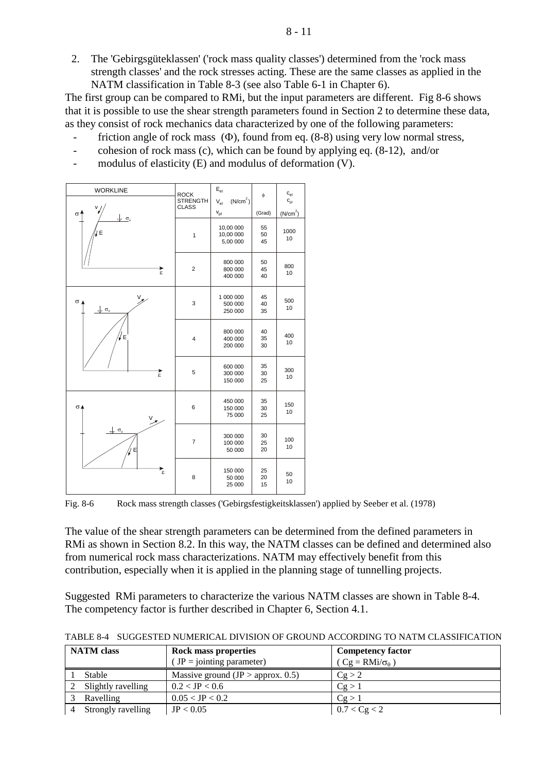2. The 'Gebirgsgüteklassen' ('rock mass quality classes') determined from the 'rock mass strength classes' and the rock stresses acting. These are the same classes as applied in the NATM classification in Table 8-3 (see also Table 6-1 in Chapter 6).

The first group can be compared to RMi, but the input parameters are different. Fig 8-6 shows that it is possible to use the shear strength parameters found in Section 2 to determine these data, as they consist of rock mechanics data characterized by one of the following parameters:

- friction angle of rock mass ($\Phi$), found from eq. (8-8) using very low normal stress,
- cohesion of rock mass (c), which can be found by applying eq. (8-12), and/or
- modulus of elasticity (E) and modulus of deformation (V).

| WORKLINE | ROCK STRENGTH CLASS | $E_{el}$ / $V_{el}$ $(N/cm^2)$ / $V_{pl}$ | $\phi$ (Grad) | $c_{el}$ / $c_{pl}$ $(N/cm^2)$ |
|---|---|---|---|---|
| | 1 | 10,00 000 / 10,00 000 / 5,00 000 | 55 / 50 / 45 | 1000 / 10 |
| | 2 | 800 000 / 800 000 / 400 000 | 50 / 45 / 40 | 800 / 10 |
| | 3 | 1 000 000 / 500 000 / 250 000 | 45 / 40 / 35 | 500 / 10 |
| | 4 | 800 000 / 400 000 / 200 000 | 40 / 35 / 30 | 400 / 10 |
| | 5 | 600 000 / 300 000 / 150 000 | 35 / 30 / 25 | 300 / 10 |
| | 6 | 450 000 / 150 000 / 75 000 | 35 / 30 / 25 | 150 / 10 |
| | 7 | 300 000 / 100 000 / 50 000 | 30 / 25 / 20 | 100 / 10 |
| | 8 | 150 000 / 50 000 / 25 000 | 25 / 20 / 15 | 50 / 10 |

Fig. 8-6 Rock mass strength classes ('Gebirgsfestigkeitsklassen') applied by Seeber et al. (1978)

The value of the shear strength parameters can be determined from the defined parameters in RMi as shown in Section 8.2. In this way, the NATM classes can be defined and determined also from numerical rock mass characterizations. NATM may effectively benefit from this contribution, especially when it is applied in the planning stage of tunnelling projects.

Suggested RMi parameters to characterize the various NATM classes are shown in Table 8-4. The competency factor is further described in Chapter 6, Section 4.1.

TABLE 8-4 SUGGESTED NUMERICAL DIVISION OF GROUND ACCORDING TO NATM CLASSIFICATION

| NATM class | Rock mass properties (JP = jointing parameter) | Competency factor ($Cg = RMi/\sigma_0$) |
|---|---|---|
| 1 Stable | Massive ground (JP > approx. 0.5) | $Cg > 2$ |
| 2 Slightly ravelling | $0.2 < JP < 0.6$ | $Cg > 1$ |
| 3 Ravelling | $0.05 < JP < 0.2$ | $Cg > 1$ |
| 4 Strongly ravelling | $JP < 0.05$ | $0.7 < Cg < 2$ |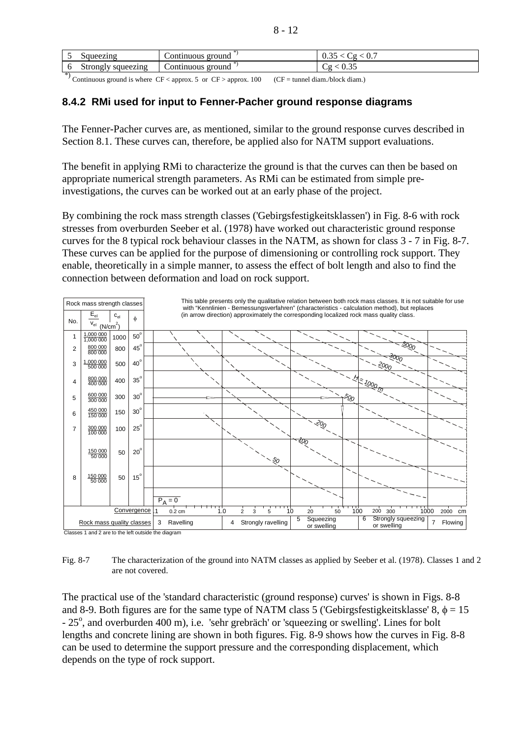| 5 | Squeezing | Continuous ground *) | 0.35 < Cg < 0.7 |
|---|---|---|---|
| 6 | Strongly squeezing | Continuous ground *) | Cg < 0.35 |

*) Continuous ground is where CF < approx. 5 or CF > approx. 100 (CF = tunnel diam./block diam.)

### 8.4.2 RMi used for input to Fenner-Pacher ground response diagrams

The Fenner-Pacher curves are, as mentioned, similar to the ground response curves described in Section 8.1. These curves can, therefore, be applied also for NATM support evaluations.

The benefit in applying RMi to characterize the ground is that the curves can then be based on appropriate numerical strength parameters. As RMi can be estimated from simple pre-investigations, the curves can be worked out at an early phase of the project.

By combining the rock mass strength classes ('Gebirgsfestigkeitsklassen') in Fig. 8-6 with rock stresses from overburden Seeber et al. (1978) have worked out characteristic ground response curves for the 8 typical rock behaviour classes in the NATM, as shown for class 3 - 7 in Fig. 8-7. These curves can be applied for the purpose of dimensioning or controlling rock support. They enable, theoretically in a simple manner, to assess the effect of bolt length and also to find the connection between deformation and load on rock support.

| No. | $E_{el}$ / $V_{el}$ (N/cm$^2$) | $c_{el}$ | $\phi$ |
|---|---|---|---|
| 1 | 1,000 000 / 1,000 000 | 1000 | 50° |
| 2 | 800 000 / 800 000 | 800 | 45° |
| 3 | 1,000 000 / 500 000 | 500 | 40° |
| 4 | 800 000 / 400 000 | 400 | 35° |
| 5 | 600 000 / 300 000 | 300 | 30° |
| 6 | 450 000 / 150 000 | 150 | 30° |
| 7 | 300 000 / 100 000 | 100 | 25° |
| | 150 000 / 50 000 | 50 | 20° |
| 8 | 150 000 / 50 000 | 50 | 15° |

Rock mass strength classes

This table presents only the qualitative relation between both rock mass classes. It is not suitable for use with "Kennlinien - Bemessungsverfahren" (characteristics - calculation method), but replaces (in arrow direction) approximately the corresponding localized rock mass quality class.

H = 1000 m, 2000, 3000, 5000, 500, 200, 100, 50; $P_A = 0$

Convergence: .1 0.2 cm 1.0 2 3 5 10 20 50 100 200 300 1000 2000 cm

Rock mass quality classes: 3 Ravelling | 4 Strongly ravelling | 5 Squeezing or swelling | 6 Strongly squeezing or swelling | 7 Flowing

Classes 1 and 2 are to the left outside the diagram

Fig. 8-7 The characterization of the ground into NATM classes as applied by Seeber et al. (1978). Classes 1 and 2 are not covered.

The practical use of the 'standard characteristic (ground response) curves' is shown in Figs. 8-8 and 8-9. Both figures are for the same type of NATM class 5 ('Gebirgsfestigkeitsklasse' 8, $\phi = 15 - 25^{o}$, and overburden 400 m), i.e. 'sehr gebräch' or 'squeezing or swelling'. Lines for bolt lengths and concrete lining are shown in both figures. Fig. 8-9 shows how the curves in Fig. 8-8 can be used to determine the support pressure and the corresponding displacement, which depends on the type of rock support.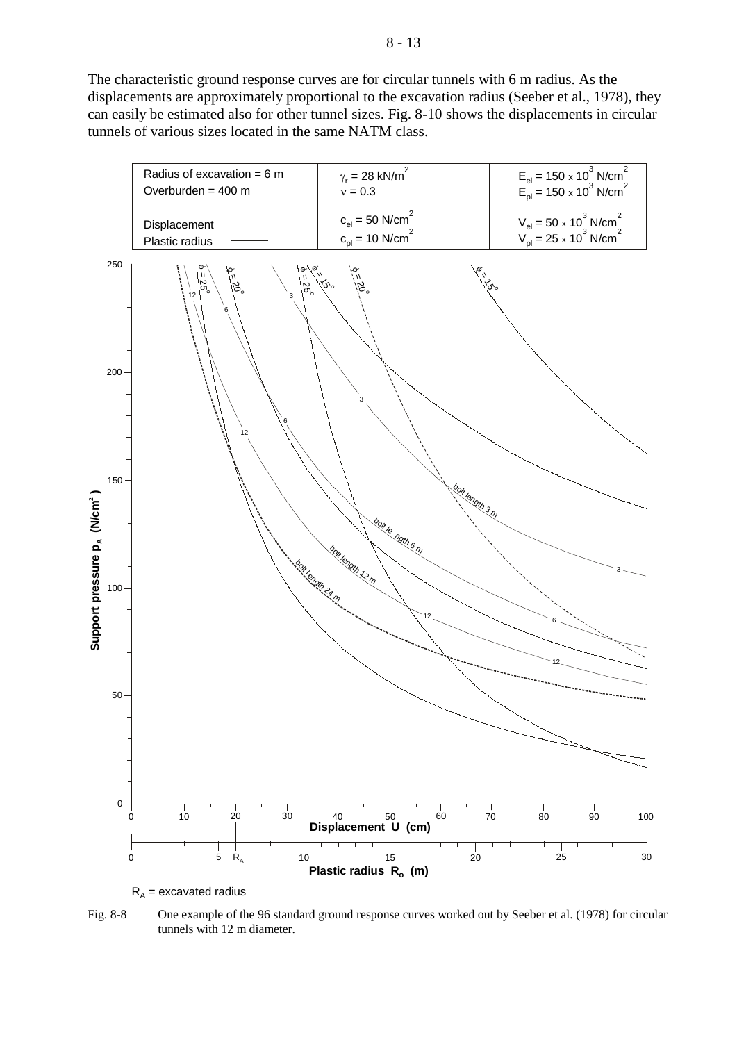The characteristic ground response curves are for circular tunnels with 6 m radius. As the displacements are approximately proportional to the excavation radius (Seeber et al., 1978), they can easily be estimated also for other tunnel sizes. Fig. 8-10 shows the displacements in circular tunnels of various sizes located in the same NATM class.

Radius of excavation = 6 m
Overburden = 400 m

$\gamma_r = 28$ kN/m$^2$
$\nu = 0.3$
$c_{el} = 50$ N/cm$^2$
$c_{pl} = 10$ N/cm$^2$

$E_{el} = 150 \times 10^3$ N/cm$^2$
$E_{pl} = 150 \times 10^3$ N/cm$^2$
$V_{el} = 50 \times 10^3$ N/cm$^2$
$V_{pl} = 25 \times 10^3$ N/cm$^2$

Displacement
Plastic radius

Support pressure $p_A$ (N/cm$^2$)

Displacement U (cm)

Plastic radius $R_o$ (m)

$R_A$ = excavated radius

Fig. 8-8 One example of the 96 standard ground response curves worked out by Seeber et al. (1978) for circular tunnels with 12 m diameter.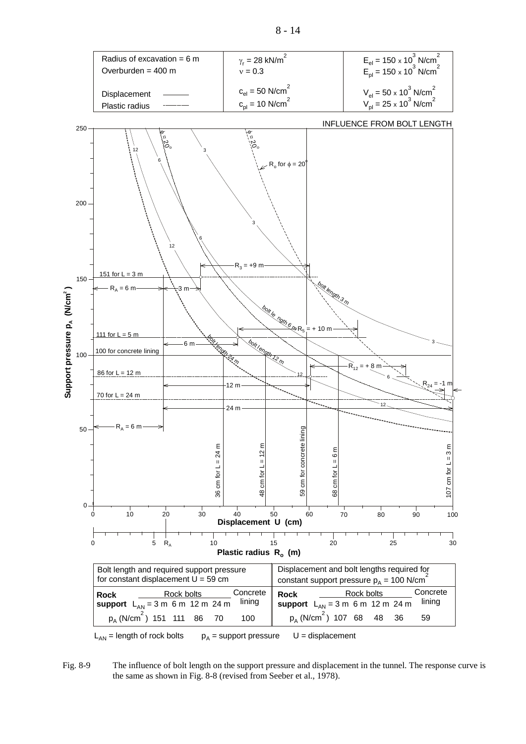| Radius of excavation = 6 m | $\gamma_r$ = 28 kN/m$^2$ | $E_{el}$ = 150 x 10$^3$ N/cm$^2$ |
| --- | --- | --- |
| Overburden = 400 m | $\nu$ = 0.3 | $E_{pl}$ = 150 x 10$^3$ N/cm$^2$ |
| Displacement ——— | $c_{el}$ = 50 N/cm$^2$ | $V_{el}$ = 50 x 10$^3$ N/cm$^2$ |
| Plastic radius – – – – | $c_{pl}$ = 10 N/cm$^2$ | $V_{pl}$ = 25 x 10$^3$ N/cm$^2$ |

INFLUENCE FROM BOLT LENGTH

| Bolt length and required support pressure for constant displacement U = 59 cm | | | | | | Displacement and bolt lengths required for constant support pressure $p_A$ = 100 N/cm$^2$ | | | | | |
| --- | --- | --- | --- | --- | --- | --- | --- | --- | --- | --- | --- |
| **Rock support** | Rock bolts $L_{AN}$ = 3 m | 6 m | 12 m | 24 m | Concrete lining | **Rock support** | Rock bolts $L_{AN}$ = 3 m | 6 m | 12 m | 24 m | Concrete lining |
| $p_A$ (N/cm$^2$) | 151 | 111 | 86 | 70 | 100 | $p_A$ (N/cm$^2$) | 107 | 68 | 48 | 36 | 59 |

$L_{AN}$ = length of rock bolts    $p_A$ = support pressure    U = displacement

Fig. 8-9 The influence of bolt length on the support pressure and displacement in the tunnel. The response curve is the same as shown in Fig. 8-8 (revised from Seeber et al., 1978).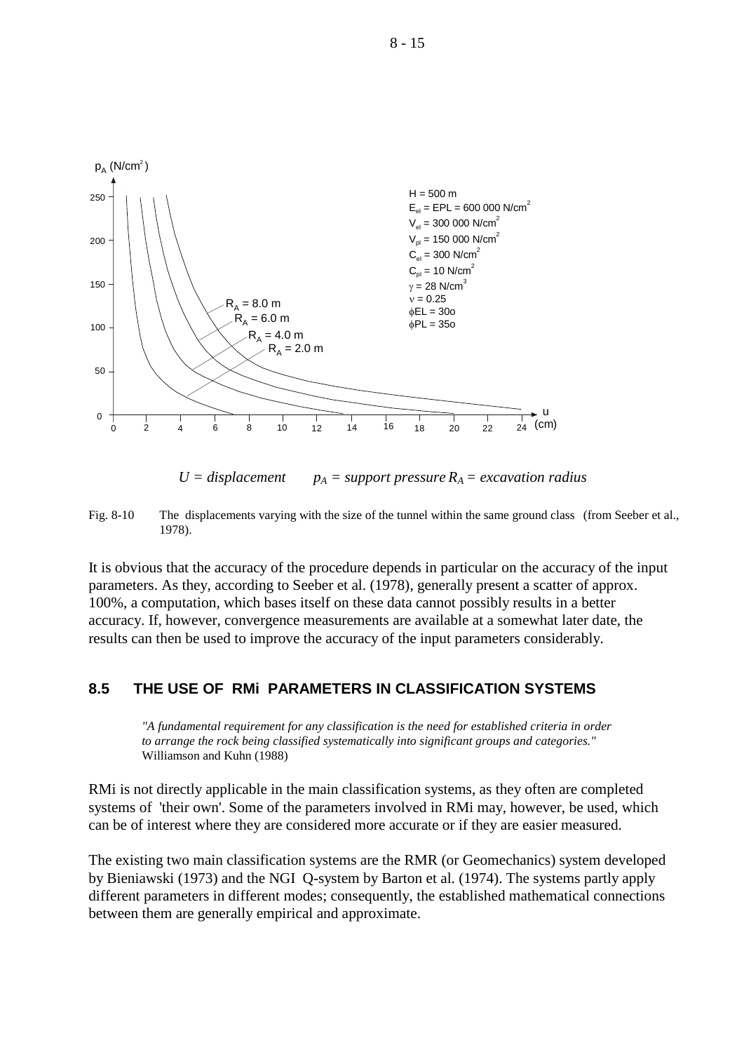$U$ = *displacement* $p_A$ = *support pressure* $R_A$ = *excavation radius*

Fig. 8-10 The displacements varying with the size of the tunnel within the same ground class (from Seeber et al., 1978).

It is obvious that the accuracy of the procedure depends in particular on the accuracy of the input parameters. As they, according to Seeber et al. (1978), generally present a scatter of approx. 100%, a computation, which bases itself on these data cannot possibly results in a better accuracy. If, however, convergence measurements are available at a somewhat later date, the results can then be used to improve the accuracy of the input parameters considerably.

## 8.5 THE USE OF RMi PARAMETERS IN CLASSIFICATION SYSTEMS

> *"A fundamental requirement for any classification is the need for established criteria in order to arrange the rock being classified systematically into significant groups and categories."*
> Williamson and Kuhn (1988)

RMi is not directly applicable in the main classification systems, as they often are completed systems of 'their own'. Some of the parameters involved in RMi may, however, be used, which can be of interest where they are considered more accurate or if they are easier measured.

The existing two main classification systems are the RMR (or Geomechanics) system developed by Bieniawski (1973) and the NGI Q-system by Barton et al. (1974). The systems partly apply different parameters in different modes; consequently, the established mathematical connections between them are generally empirical and approximate.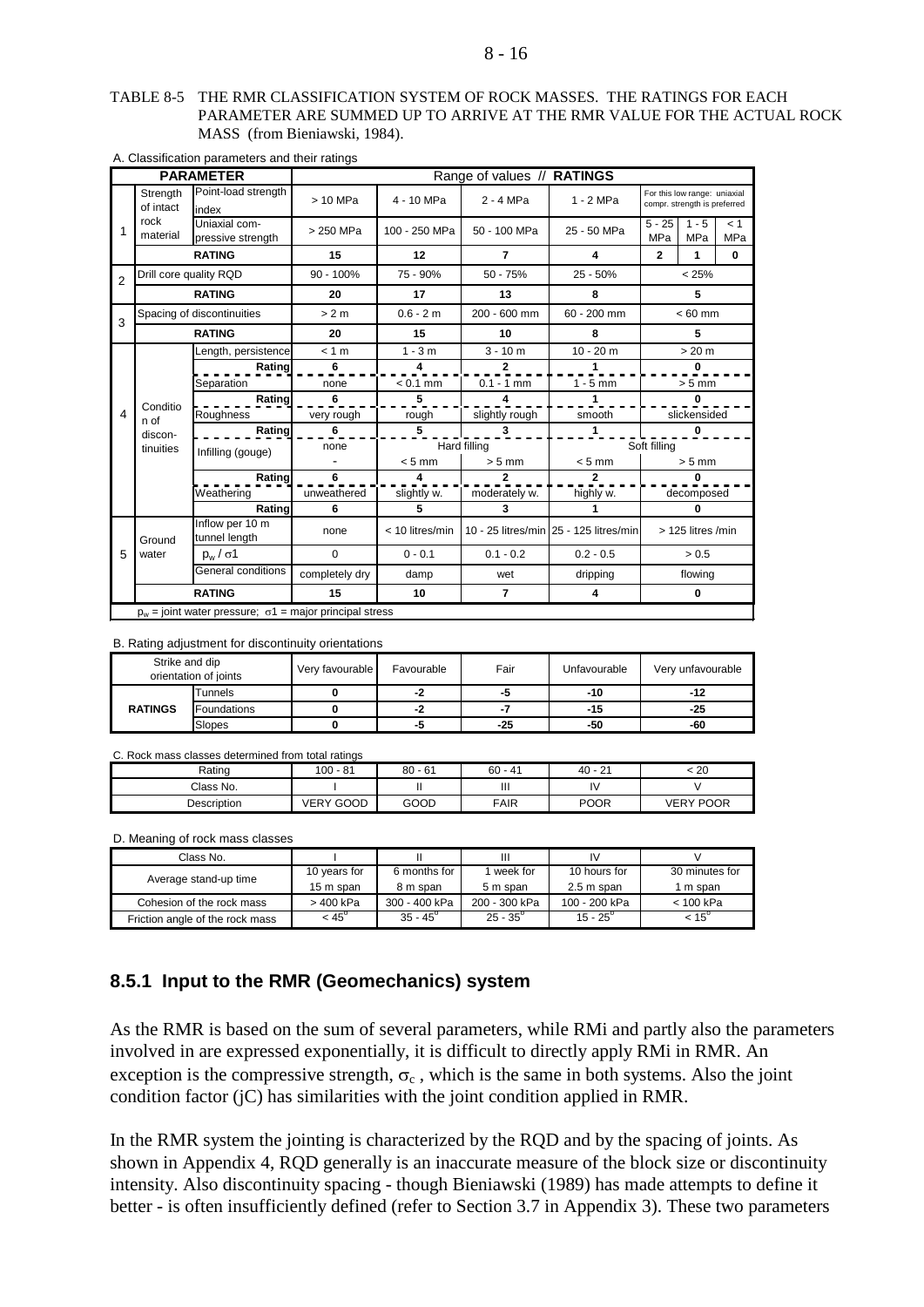TABLE 8-5 THE RMR CLASSIFICATION SYSTEM OF ROCK MASSES. THE RATINGS FOR EACH PARAMETER ARE SUMMED UP TO ARRIVE AT THE RMR VALUE FOR THE ACTUAL ROCK MASS (from Bieniawski, 1984).

A. Classification parameters and their ratings

| | PARAMETER | | Range of values // RATINGS | | | | | | |
|---|---|---|---|---|---|---|---|---|---|
| 1 | Strength of intact rock material | Point-load strength index | > 10 MPa | 4 - 10 MPa | 2 - 4 MPa | 1 - 2 MPa | For this low range: uniaxial compr. strength is preferred | | |
| | | Uniaxial compressive strength | > 250 MPa | 100 - 250 MPa | 50 - 100 MPa | 25 - 50 MPa | 5 - 25 MPa | 1 - 5 MPa | < 1 MPa |
| | RATING | | 15 | 12 | 7 | 4 | 2 | 1 | 0 |
| 2 | Drill core quality RQD | | 90 - 100% | 75 - 90% | 50 - 75% | 25 - 50% | < 25% | | |
| | RATING | | 20 | 17 | 13 | 8 | 5 | | |
| 3 | Spacing of discontinuities | | > 2 m | 0.6 - 2 m | 200 - 600 mm | 60 - 200 mm | < 60 mm | | |
| | RATING | | 20 | 15 | 10 | 8 | 5 | | |
| 4 | Condition of discontinuities | Length, persistence | < 1 m | 1 - 3 m | 3 - 10 m | 10 - 20 m | > 20 m | | |
| | | Rating | 6 | 4 | 2 | 1 | 0 | | |
| | | Separation | none | < 0.1 mm | 0.1 - 1 mm | 1 - 5 mm | > 5 mm | | |
| | | Rating | 6 | 5 | 4 | 1 | 0 | | |
| | | Roughness | very rough | rough | slightly rough | smooth | slickensided | | |
| | | Rating | 6 | 5 | 3 | 1 | 0 | | |
| | | Infilling (gouge) | none | Hard filling | | Soft filling | | | |
| | | | - | < 5 mm | > 5 mm | < 5 mm | > 5 mm | | |
| | | Rating | 6 | 4 | 2 | 2 | 0 | | |
| | | Weathering | unweathered | slightly w. | moderately w. | highly w. | decomposed | | |
| | | Rating | 6 | 5 | 3 | 1 | 0 | | |
| 5 | Ground water | Inflow per 10 m tunnel length | none | < 10 litres/min | 10 - 25 litres/min | 25 - 125 litres/min | > 125 litres /min | | |
| | | $p_w / \sigma 1$ | 0 | 0 - 0.1 | 0.1 - 0.2 | 0.2 - 0.5 | > 0.5 | | |
| | | General conditions | completely dry | damp | wet | dripping | flowing | | |
| | RATING | | 15 | 10 | 7 | 4 | 0 | | |

$p_w$ = joint water pressure; $\sigma 1$ = major principal stress

B. Rating adjustment for discontinuity orientations

| Strike and dip orientation of joints | | Very favourable | Favourable | Fair | Unfavourable | Very unfavourable |
|---|---|---|---|---|---|---|
| RATINGS | Tunnels | 0 | -2 | -5 | -10 | -12 |
| | Foundations | 0 | -2 | -7 | -15 | -25 |
| | Slopes | 0 | -5 | -25 | -50 | -60 |

C. Rock mass classes determined from total ratings

| Rating | 100 - 81 | 80 - 61 | 60 - 41 | 40 - 21 | < 20 |
|---|---|---|---|---|---|
| Class No. | I | II | III | IV | V |
| Description | VERY GOOD | GOOD | FAIR | POOR | VERY POOR |

D. Meaning of rock mass classes

| Class No. | I | II | III | IV | V |
|---|---|---|---|---|---|
| Average stand-up time | 10 years for 15 m span | 6 months for 8 m span | 1 week for 5 m span | 10 hours for 2.5 m span | 30 minutes for 1 m span |
| Cohesion of the rock mass | > 400 kPa | 300 - 400 kPa | 200 - 300 kPa | 100 - 200 kPa | < 100 kPa |
| Friction angle of the rock mass | < 45° | 35 - 45° | 25 - 35° | 15 - 25° | < 15° |

### 8.5.1 Input to the RMR (Geomechanics) system

As the RMR is based on the sum of several parameters, while RMi and partly also the parameters involved in are expressed exponentially, it is difficult to directly apply RMi in RMR. An exception is the compressive strength, $\sigma_c$ , which is the same in both systems. Also the joint condition factor (jC) has similarities with the joint condition applied in RMR.

In the RMR system the jointing is characterized by the RQD and by the spacing of joints. As shown in Appendix 4, RQD generally is an inaccurate measure of the block size or discontinuity intensity. Also discontinuity spacing - though Bieniawski (1989) has made attempts to define it better - is often insufficiently defined (refer to Section 3.7 in Appendix 3). These two parameters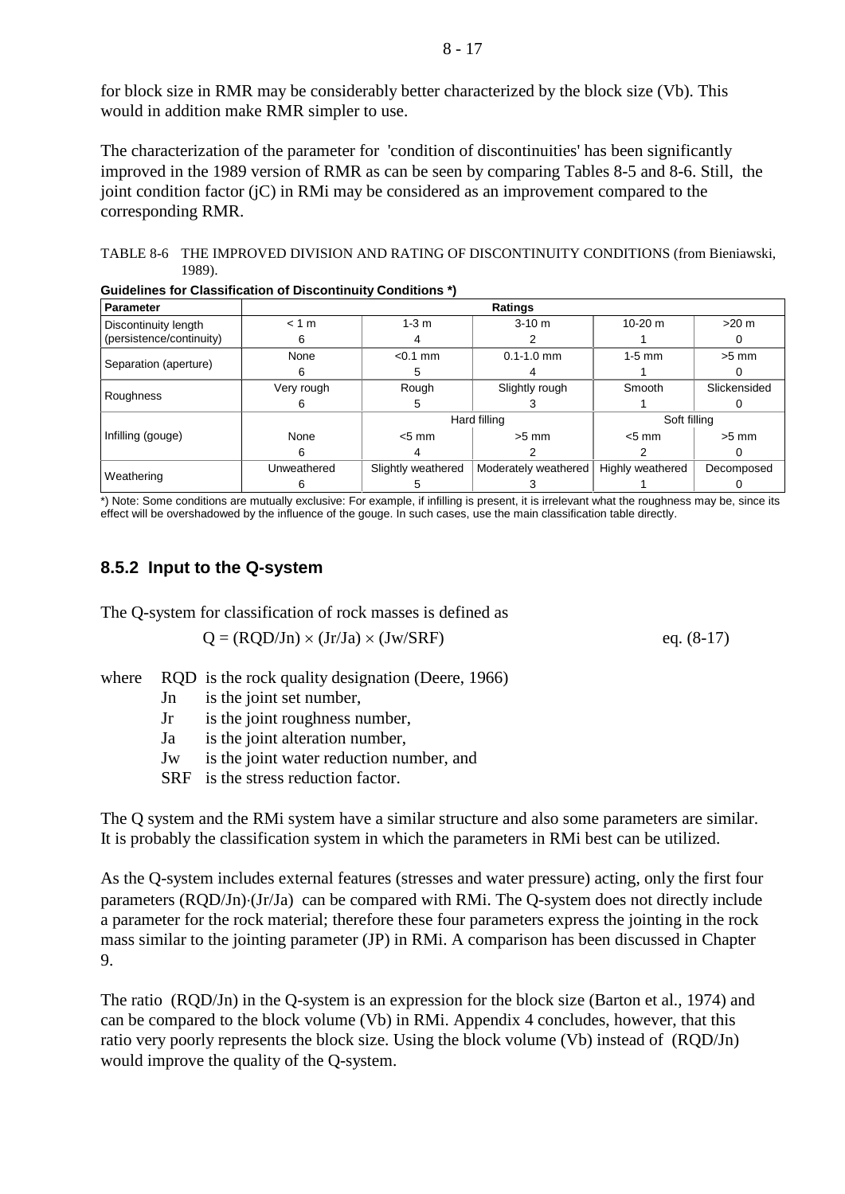for block size in RMR may be considerably better characterized by the block size (Vb). This would in addition make RMR simpler to use.

The characterization of the parameter for 'condition of discontinuities' has been significantly improved in the 1989 version of RMR as can be seen by comparing Tables 8-5 and 8-6. Still, the joint condition factor (jC) in RMi may be considered as an improvement compared to the corresponding RMR.

TABLE 8-6 THE IMPROVED DIVISION AND RATING OF DISCONTINUITY CONDITIONS (from Bieniawski, 1989).

**Guidelines for Classification of Discontinuity Conditions \*)**

| Parameter | Ratings | | | | |
|---|---|---|---|---|---|
| Discontinuity length (persistence/continuity) | < 1 m<br>6 | 1-3 m<br>4 | 3-10 m<br>2 | 10-20 m<br>1 | >20 m<br>0 |
| Separation (aperture) | None<br>6 | <0.1 mm<br>5 | 0.1-1.0 mm<br>4 | 1-5 mm<br>1 | >5 mm<br>0 |
| Roughness | Very rough<br>6 | Rough<br>5 | Slightly rough<br>3 | Smooth<br>1 | Slickensided<br>0 |
| Infilling (gouge) | | Hard filling | | Soft filling | |
| | None<br>6 | <5 mm<br>4 | >5 mm<br>2 | <5 mm<br>2 | >5 mm<br>0 |
| Weathering | Unweathered<br>6 | Slightly weathered<br>5 | Moderately weathered<br>3 | Highly weathered<br>1 | Decomposed<br>0 |

\*) Note: Some conditions are mutually exclusive: For example, if infilling is present, it is irrelevant what the roughness may be, since its effect will be overshadowed by the influence of the gouge. In such cases, use the main classification table directly.

## 8.5.2 Input to the Q-system

The Q-system for classification of rock masses is defined as

$$Q = (RQD/Jn) \times (Jr/Ja) \times (Jw/SRF) \qquad \text{eq. (8-17)}$$

where
- RQD is the rock quality designation (Deere, 1966)
- Jn is the joint set number,
- Jr is the joint roughness number,
- Ja is the joint alteration number,
- Jw is the joint water reduction number, and
- SRF is the stress reduction factor.

The Q system and the RMi system have a similar structure and also some parameters are similar. It is probably the classification system in which the parameters in RMi best can be utilized.

As the Q-system includes external features (stresses and water pressure) acting, only the first four parameters $(RQD/Jn) \cdot (Jr/Ja)$ can be compared with RMi. The Q-system does not directly include a parameter for the rock material; therefore these four parameters express the jointing in the rock mass similar to the jointing parameter (JP) in RMi. A comparison has been discussed in Chapter 9.

The ratio (RQD/Jn) in the Q-system is an expression for the block size (Barton et al., 1974) and can be compared to the block volume (Vb) in RMi. Appendix 4 concludes, however, that this ratio very poorly represents the block size. Using the block volume (Vb) instead of (RQD/Jn) would improve the quality of the Q-system.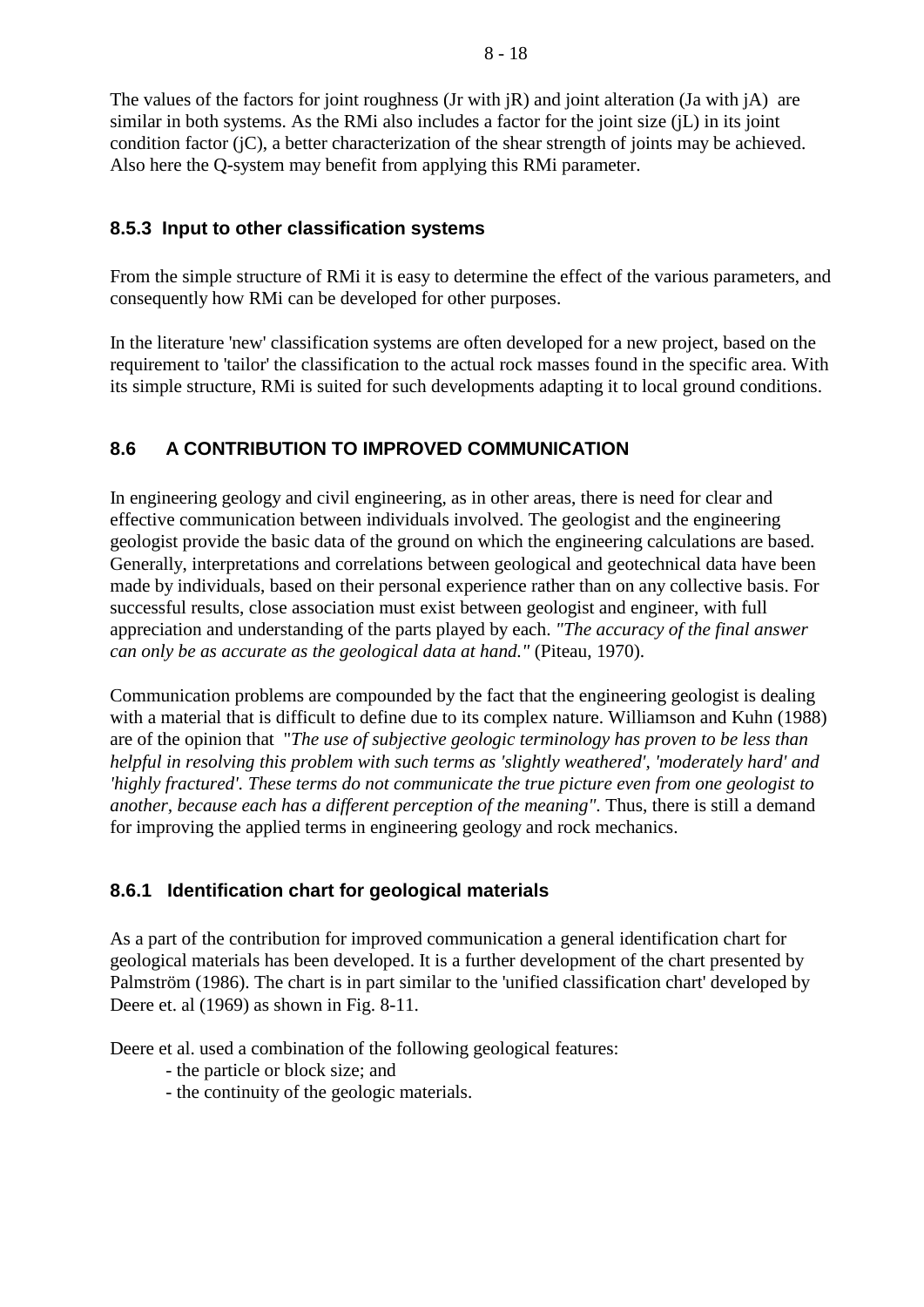The values of the factors for joint roughness (Jr with jR) and joint alteration (Ja with jA) are similar in both systems. As the RMi also includes a factor for the joint size (jL) in its joint condition factor (jC), a better characterization of the shear strength of joints may be achieved. Also here the Q-system may benefit from applying this RMi parameter.

### 8.5.3 Input to other classification systems

From the simple structure of RMi it is easy to determine the effect of the various parameters, and consequently how RMi can be developed for other purposes.

In the literature 'new' classification systems are often developed for a new project, based on the requirement to 'tailor' the classification to the actual rock masses found in the specific area. With its simple structure, RMi is suited for such developments adapting it to local ground conditions.

## 8.6 A CONTRIBUTION TO IMPROVED COMMUNICATION

In engineering geology and civil engineering, as in other areas, there is need for clear and effective communication between individuals involved. The geologist and the engineering geologist provide the basic data of the ground on which the engineering calculations are based. Generally, interpretations and correlations between geological and geotechnical data have been made by individuals, based on their personal experience rather than on any collective basis. For successful results, close association must exist between geologist and engineer, with full appreciation and understanding of the parts played by each. *"The accuracy of the final answer can only be as accurate as the geological data at hand."* (Piteau, 1970).

Communication problems are compounded by the fact that the engineering geologist is dealing with a material that is difficult to define due to its complex nature. Williamson and Kuhn (1988) are of the opinion that *"The use of subjective geologic terminology has proven to be less than helpful in resolving this problem with such terms as 'slightly weathered', 'moderately hard' and 'highly fractured'. These terms do not communicate the true picture even from one geologist to another, because each has a different perception of the meaning"*. Thus, there is still a demand for improving the applied terms in engineering geology and rock mechanics.

### 8.6.1 Identification chart for geological materials

As a part of the contribution for improved communication a general identification chart for geological materials has been developed. It is a further development of the chart presented by Palmström (1986). The chart is in part similar to the 'unified classification chart' developed by Deere et. al (1969) as shown in Fig. 8-11.

Deere et al. used a combination of the following geological features:

- the particle or block size; and
- the continuity of the geologic materials.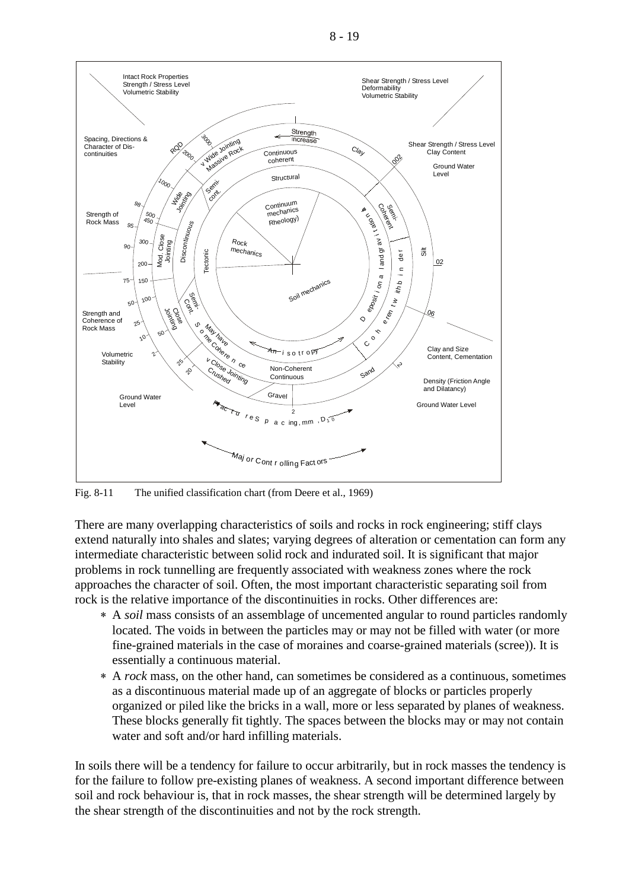Fig. 8-11 The unified classification chart (from Deere et al., 1969)

There are many overlapping characteristics of soils and rocks in rock engineering; stiff clays extend naturally into shales and slates; varying degrees of alteration or cementation can form any intermediate characteristic between solid rock and indurated soil. It is significant that major problems in rock tunnelling are frequently associated with weakness zones where the rock approaches the character of soil. Often, the most important characteristic separating soil from rock is the relative importance of the discontinuities in rocks. Other differences are:

- A *soil* mass consists of an assemblage of uncemented angular to round particles randomly located. The voids in between the particles may or may not be filled with water (or more fine-grained materials in the case of moraines and coarse-grained materials (scree)). It is essentially a continuous material.
- A *rock* mass, on the other hand, can sometimes be considered as a continuous, sometimes as a discontinuous material made up of an aggregate of blocks or particles properly organized or piled like the bricks in a wall, more or less separated by planes of weakness. These blocks generally fit tightly. The spaces between the blocks may or may not contain water and soft and/or hard infilling materials.

In soils there will be a tendency for failure to occur arbitrarily, but in rock masses the tendency is for the failure to follow pre-existing planes of weakness. A second important difference between soil and rock behaviour is, that in rock masses, the shear strength will be determined largely by the shear strength of the discontinuities and not by the rock strength.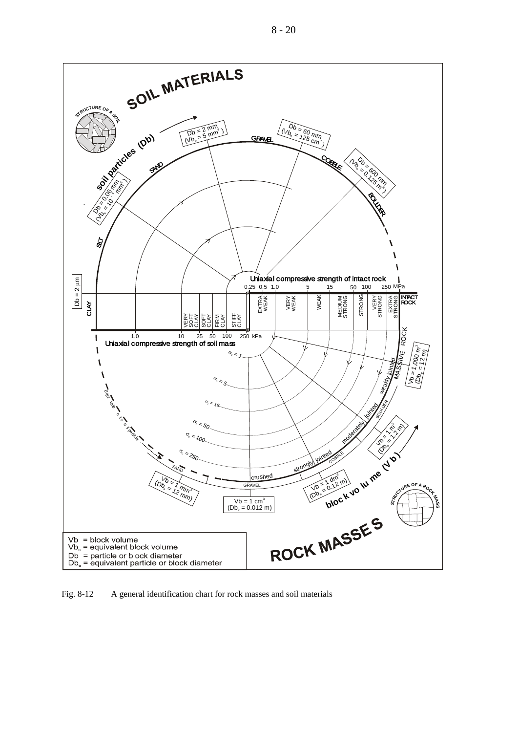SOIL MATERIALS

STRUCTURE OF A SOIL

soil particles (Db)

Db = 2 mm ($Vb_e$ = 5 mm³)

Db = 60 mm ($Vb_e$ = 125 cm³)

Db = 600 mm ($Vb_e$ = 0.125 m³)

Db = 0.06 mm ($Vb_e$ = $10^{-4}$ mm³)

GRAVEL

COBBLE

BOULDER

SAND

SILT

CLAY

Db = 2 µm

Uniaxial compressive strength of intact rock

0.25 0.5 1.0 5 15 50 100 250 MPa

EXTRA WEAK | VERY WEAK | WEAK | MEDIUM STRONG | STRONG | VERY STRONG | EXTRA STRONG | INTACT ROCK

VERY SOFT CLAY | SOFT CLAY | FIRM CLAY | STIFF CLAY

1.0 10 25 50 100 250 kPa

Uniaxial compressive strength of soil mass

$\sigma_c = 1$

$\sigma_c = 5$

$\sigma_c = 15$

$\sigma_c = 50$

$\sigma_c = 100$

$\sigma_c = 250$

MASSIVE ROCK

Vb = 1,000 m³ ($Db_e$ = 12 m)

weakly jointed

BOULDER

moderately jointed

Vb = 1 m³ ($Db_e$ = 1.2 m)

COBBLE

strongly jointed

Vb = 1 dm³ ($Db_e$ = 0.12 m)

crushed

GRAVEL

Vb = 1 cm³ ($Db_e$ = 0.012 m)

SAND

Vb = 1 mm³ ($Db_e$ = 12 mm)

Equivalents of soil particle

block volume (Vb)

STRUCTURE OF A ROCK MASS

ROCK MASSES

Vb = block volume
$Vb_e$ = equivalent block volume
Db = particle or block diameter
$Db_e$ = equivalent particle or block diameter

Fig. 8-12 A general identification chart for rock masses and soil materials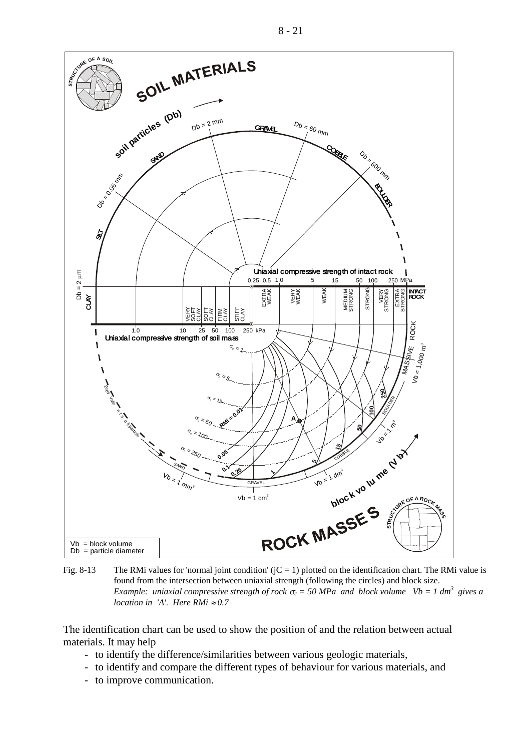Fig. 8-13 The RMi values for 'normal joint condition' (jC = 1) plotted on the identification chart. The RMi value is found from the intersection between uniaxial strength (following the circles) and block size. *Example: uniaxial compressive strength of rock $\sigma_c = 50$ MPa and block volume $Vb = 1$ dm$^3$ gives a location in 'A'. Here RMi $\approx 0.7$*

The identification chart can be used to show the position of and the relation between actual materials. It may help

- to identify the difference/similarities between various geologic materials,
- to identify and compare the different types of behaviour for various materials, and
- to improve communication.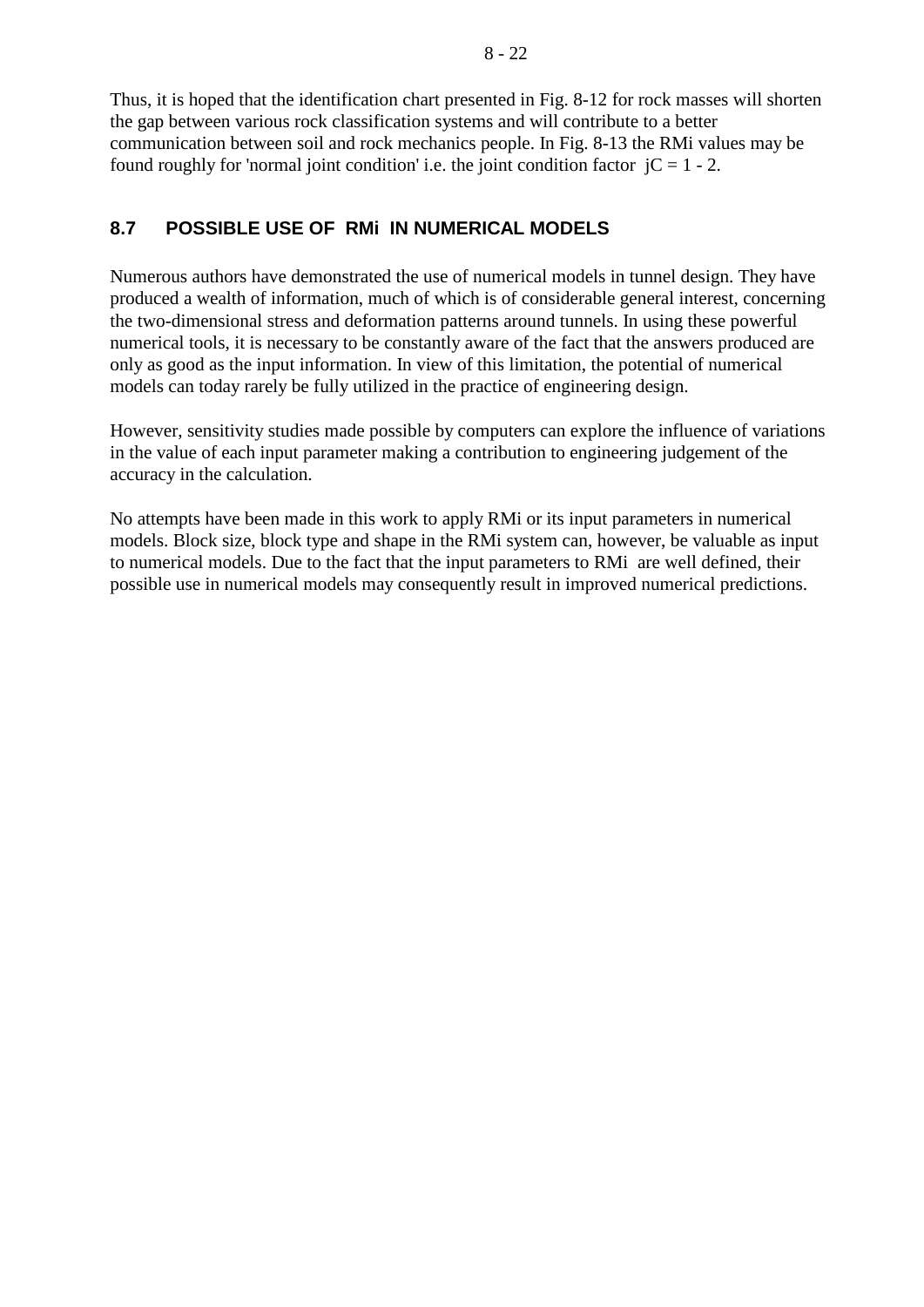Thus, it is hoped that the identification chart presented in Fig. 8-12 for rock masses will shorten the gap between various rock classification systems and will contribute to a better communication between soil and rock mechanics people. In Fig. 8-13 the RMi values may be found roughly for 'normal joint condition' i.e. the joint condition factor $jC = 1 - 2$.

## 8.7 POSSIBLE USE OF RMi IN NUMERICAL MODELS

Numerous authors have demonstrated the use of numerical models in tunnel design. They have produced a wealth of information, much of which is of considerable general interest, concerning the two-dimensional stress and deformation patterns around tunnels. In using these powerful numerical tools, it is necessary to be constantly aware of the fact that the answers produced are only as good as the input information. In view of this limitation, the potential of numerical models can today rarely be fully utilized in the practice of engineering design.

However, sensitivity studies made possible by computers can explore the influence of variations in the value of each input parameter making a contribution to engineering judgement of the accuracy in the calculation.

No attempts have been made in this work to apply RMi or its input parameters in numerical models. Block size, block type and shape in the RMi system can, however, be valuable as input to numerical models. Due to the fact that the input parameters to RMi are well defined, their possible use in numerical models may consequently result in improved numerical predictions.